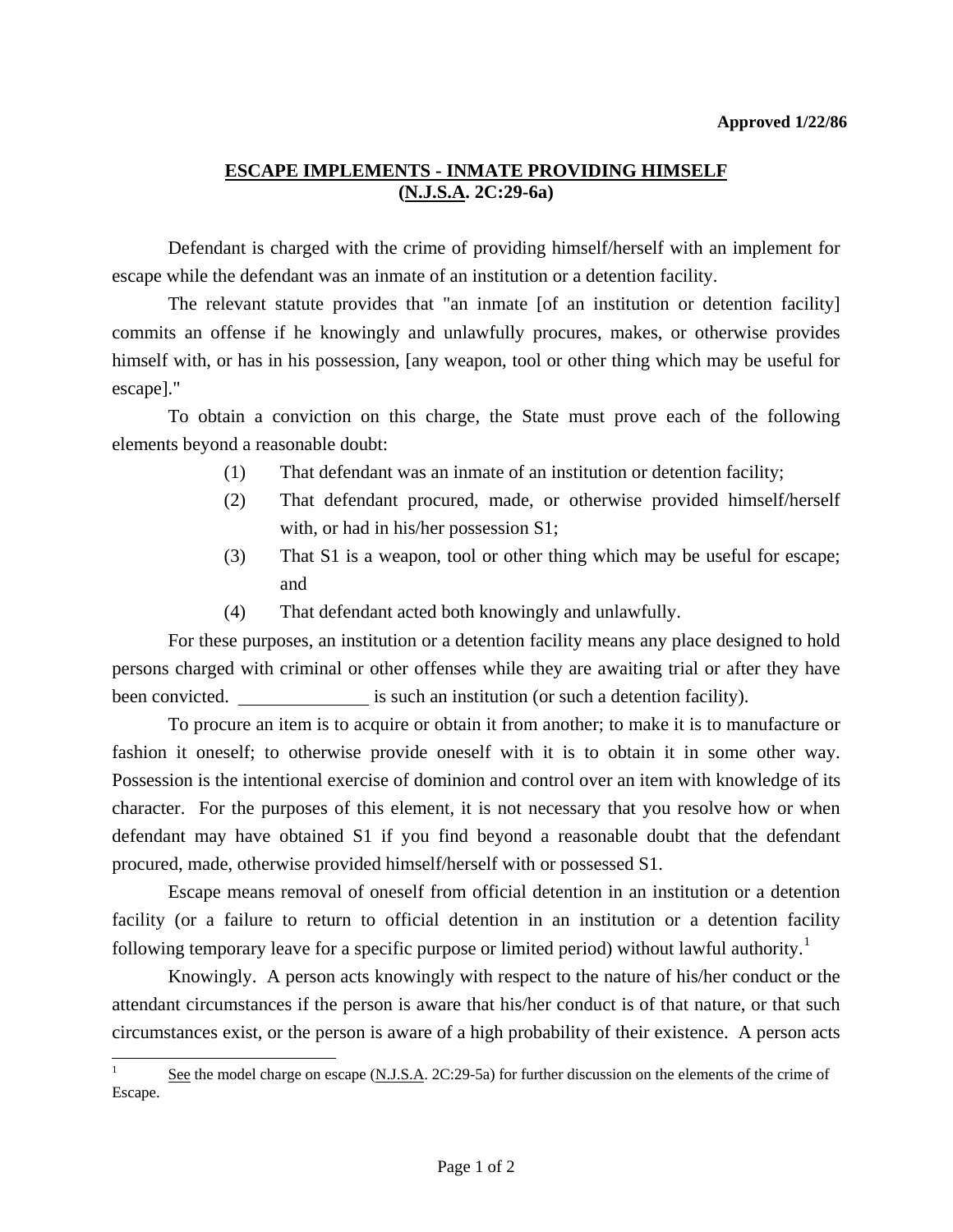**Approved 1/22/86**

## ESCAPE IMPLEMENTS - INMATE PROVIDING HIMSELF (N.J.S.A. 2C:29-6a)

Defendant is charged with the crime of providing himself/herself with an implement for escape while the defendant was an inmate of an institution or a detention facility.

The relevant statute provides that "an inmate [of an institution or detention facility] commits an offense if he knowingly and unlawfully procures, makes, or otherwise provides himself with, or has in his possession, [any weapon, tool or other thing which may be useful for escape]."

To obtain a conviction on this charge, the State must prove each of the following elements beyond a reasonable doubt:

(1) That defendant was an inmate of an institution or detention facility;

(2) That defendant procured, made, or otherwise provided himself/herself with, or had in his/her possession S1;

(3) That S1 is a weapon, tool or other thing which may be useful for escape; and

(4) That defendant acted both knowingly and unlawfully.

For these purposes, an institution or a detention facility means any place designed to hold persons charged with criminal or other offenses while they are awaiting trial or after they have been convicted. ______________ is such an institution (or such a detention facility).

To procure an item is to acquire or obtain it from another; to make it is to manufacture or fashion it oneself; to otherwise provide oneself with it is to obtain it in some other way. Possession is the intentional exercise of dominion and control over an item with knowledge of its character. For the purposes of this element, it is not necessary that you resolve how or when defendant may have obtained S1 if you find beyond a reasonable doubt that the defendant procured, made, otherwise provided himself/herself with or possessed S1.

Escape means removal of oneself from official detention in an institution or a detention facility (or a failure to return to official detention in an institution or a detention facility following temporary leave for a specific purpose or limited period) without lawful authority.[1]

Knowingly. A person acts knowingly with respect to the nature of his/her conduct or the attendant circumstances if the person is aware that his/her conduct is of that nature, or that such circumstances exist, or the person is aware of a high probability of their existence. A person acts

---

[1] See the model charge on escape (N.J.S.A. 2C:29-5a) for further discussion on the elements of the crime of Escape.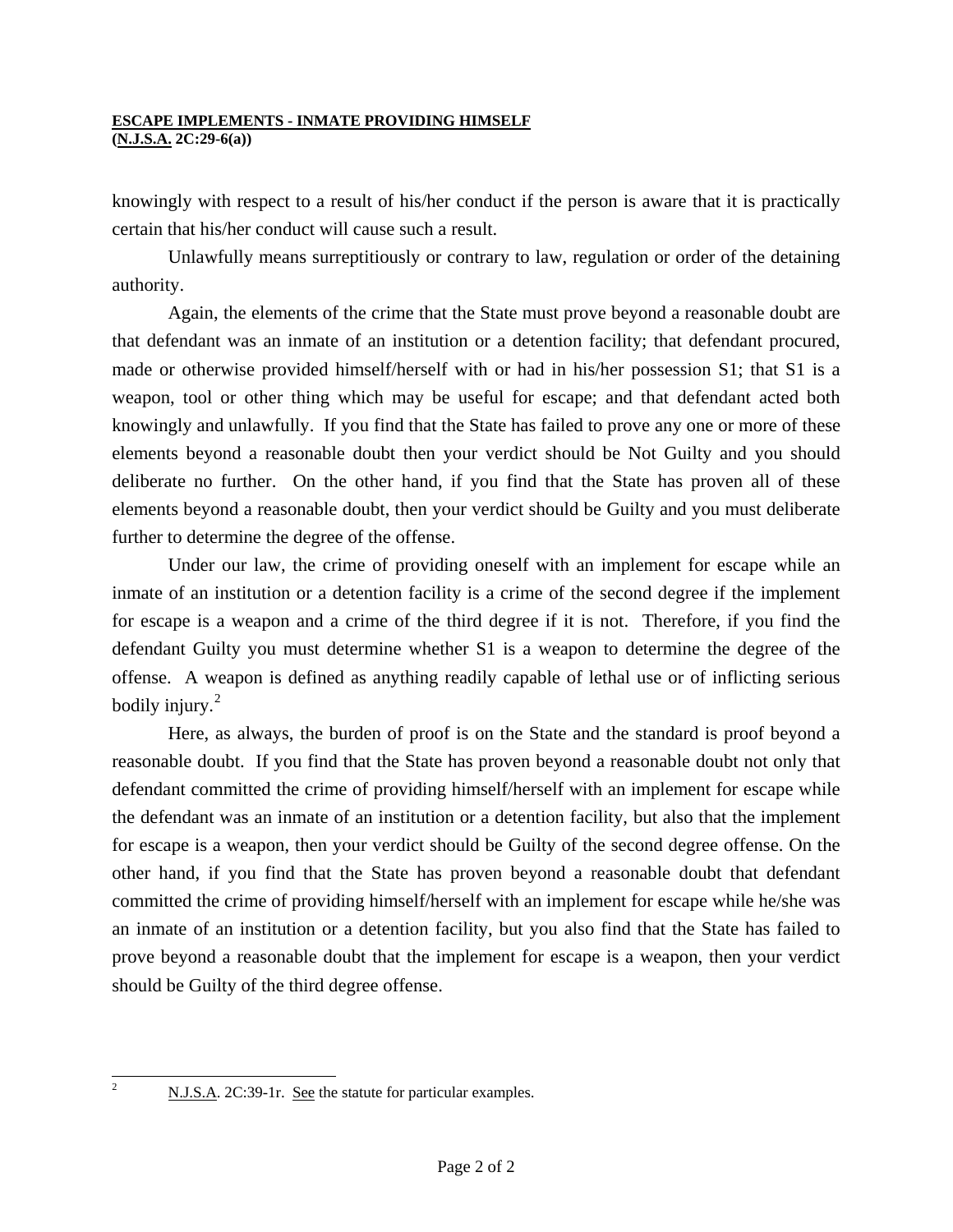knowingly with respect to a result of his/her conduct if the person is aware that it is practically certain that his/her conduct will cause such a result.

Unlawfully means surreptitiously or contrary to law, regulation or order of the detaining authority.

Again, the elements of the crime that the State must prove beyond a reasonable doubt are that defendant was an inmate of an institution or a detention facility; that defendant procured, made or otherwise provided himself/herself with or had in his/her possession S1; that S1 is a weapon, tool or other thing which may be useful for escape; and that defendant acted both knowingly and unlawfully. If you find that the State has failed to prove any one or more of these elements beyond a reasonable doubt then your verdict should be Not Guilty and you should deliberate no further. On the other hand, if you find that the State has proven all of these elements beyond a reasonable doubt, then your verdict should be Guilty and you must deliberate further to determine the degree of the offense.

Under our law, the crime of providing oneself with an implement for escape while an inmate of an institution or a detention facility is a crime of the second degree if the implement for escape is a weapon and a crime of the third degree if it is not. Therefore, if you find the defendant Guilty you must determine whether S1 is a weapon to determine the degree of the offense. A weapon is defined as anything readily capable of lethal use or of inflicting serious bodily injury.[2]

Here, as always, the burden of proof is on the State and the standard is proof beyond a reasonable doubt. If you find that the State has proven beyond a reasonable doubt not only that defendant committed the crime of providing himself/herself with an implement for escape while the defendant was an inmate of an institution or a detention facility, but also that the implement for escape is a weapon, then your verdict should be Guilty of the second degree offense. On the other hand, if you find that the State has proven beyond a reasonable doubt that defendant committed the crime of providing himself/herself with an implement for escape while he/she was an inmate of an institution or a detention facility, but you also find that the State has failed to prove beyond a reasonable doubt that the implement for escape is a weapon, then your verdict should be Guilty of the third degree offense.

---

[2] N.J.S.A. 2C:39-1r. See the statute for particular examples.